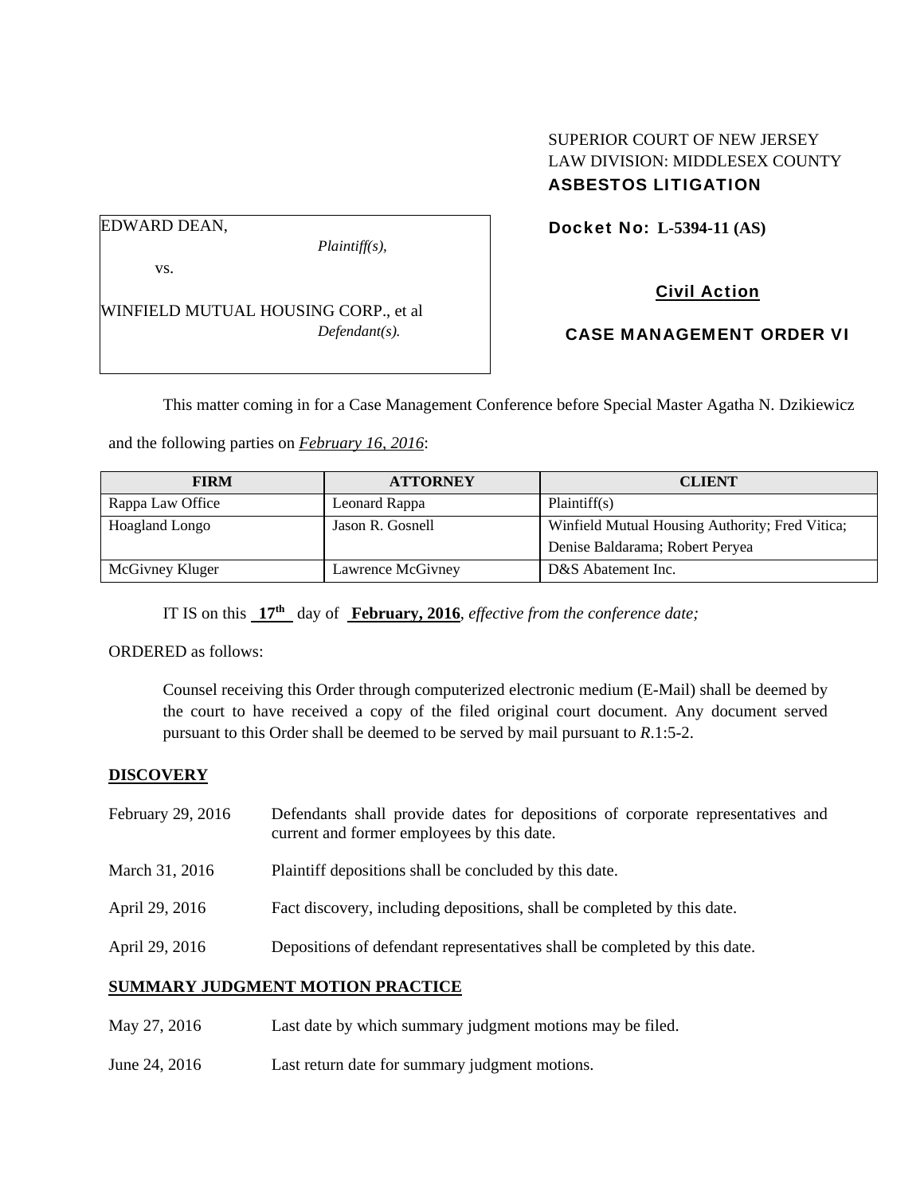SUPERIOR COURT OF NEW JERSEY
LAW DIVISION: MIDDLESEX COUNTY
**ASBESTOS LITIGATION**

EDWARD DEAN,
*Plaintiff(s),*

vs.

WINFIELD MUTUAL HOUSING CORP., et al
*Defendant(s).*

**Docket No: L-5394-11 (AS)**

**Civil Action**

**CASE MANAGEMENT ORDER VI**

This matter coming in for a Case Management Conference before Special Master Agatha N. Dzikiewicz and the following parties on *February 16, 2016*:

| FIRM | ATTORNEY | CLIENT |
|---|---|---|
| Rappa Law Office | Leonard Rappa | Plaintiff(s) |
| Hoagland Longo | Jason R. Gosnell | Winfield Mutual Housing Authority; Fred Vitica; Denise Baldarama; Robert Peryea |
| McGivney Kluger | Lawrence McGivney | D&S Abatement Inc. |

IT IS on this **17th** day of **February, 2016**, *effective from the conference date;*

ORDERED as follows:

Counsel receiving this Order through computerized electronic medium (E-Mail) shall be deemed by the court to have received a copy of the filed original court document. Any document served pursuant to this Order shall be deemed to be served by mail pursuant to *R*.1:5-2.

**DISCOVERY**

| | |
|---|---|
| February 29, 2016 | Defendants shall provide dates for depositions of corporate representatives and current and former employees by this date. |
| March 31, 2016 | Plaintiff depositions shall be concluded by this date. |
| April 29, 2016 | Fact discovery, including depositions, shall be completed by this date. |
| April 29, 2016 | Depositions of defendant representatives shall be completed by this date. |

**SUMMARY JUDGMENT MOTION PRACTICE**

| | |
|---|---|
| May 27, 2016 | Last date by which summary judgment motions may be filed. |
| June 24, 2016 | Last return date for summary judgment motions. |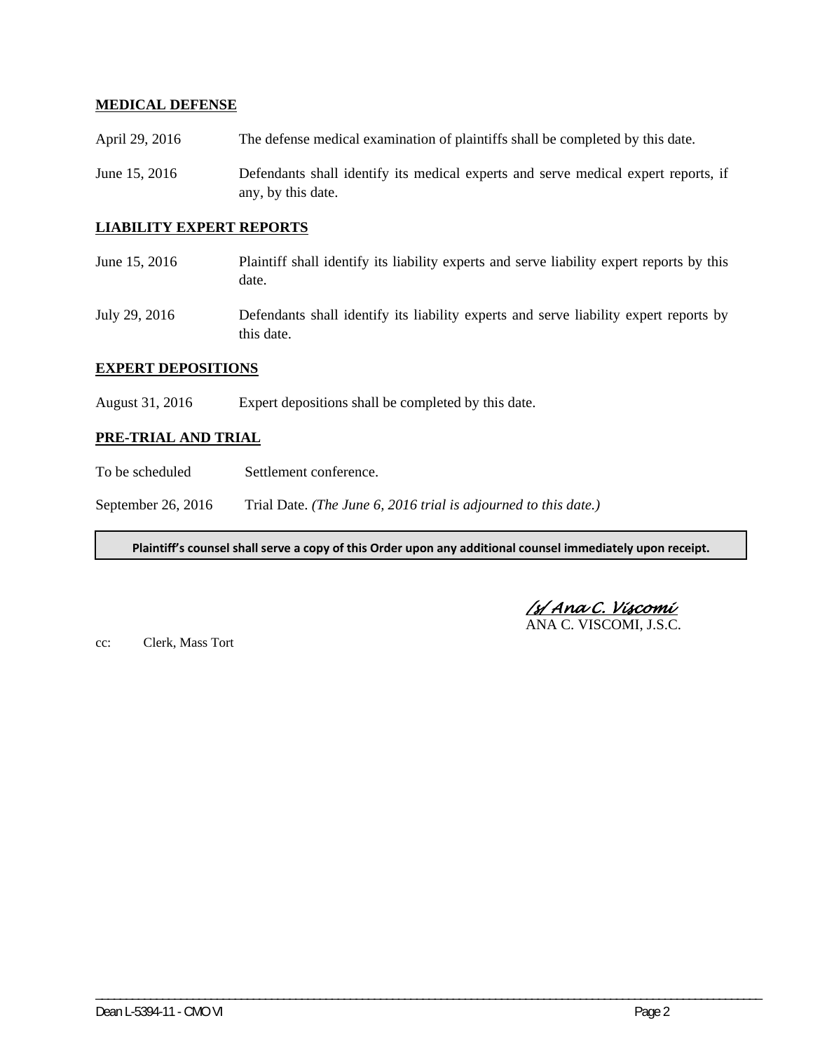**MEDICAL DEFENSE**

| | |
|---|---|
| April 29, 2016 | The defense medical examination of plaintiffs shall be completed by this date. |
| June 15, 2016 | Defendants shall identify its medical experts and serve medical expert reports, if any, by this date. |

**LIABILITY EXPERT REPORTS**

| | |
|---|---|
| June 15, 2016 | Plaintiff shall identify its liability experts and serve liability expert reports by this date. |
| July 29, 2016 | Defendants shall identify its liability experts and serve liability expert reports by this date. |

**EXPERT DEPOSITIONS**

| | |
|---|---|
| August 31, 2016 | Expert depositions shall be completed by this date. |

**PRE-TRIAL AND TRIAL**

| | |
|---|---|
| To be scheduled | Settlement conference. |
| September 26, 2016 | Trial Date. *(The June 6, 2016 trial is adjourned to this date.)* |

**Plaintiff's counsel shall serve a copy of this Order upon any additional counsel immediately upon receipt.**

*/s/ Ana C. Viscomi*
ANA C. VISCOMI, J.S.C.

cc: Clerk, Mass Tort